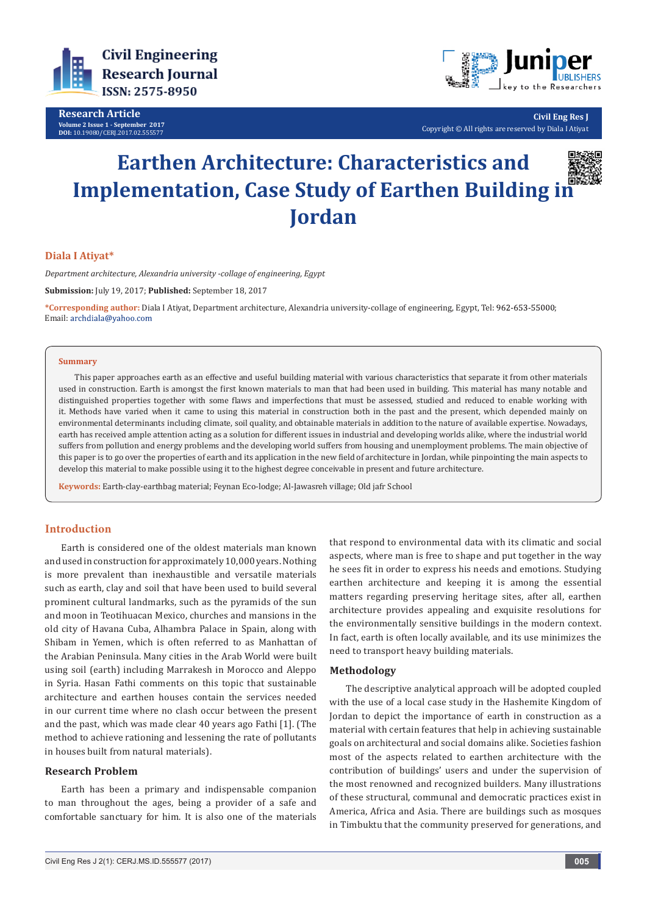Research Article

# Earthen Architecture: Characteristics and Implementation, Case Study of Earthen Building in Jordan

**Diala I Atiyat***

*Department architecture, Alexandria university -collage of engineering, Egypt*

**Submission:** July 19, 2017; **Published:** September 18, 2017

***Corresponding author:** Diala I Atiyat, Department architecture, Alexandria university-collage of engineering, Egypt, Tel: 962-653-55000; Email: archdiala@yahoo.com

## Summary

This paper approaches earth as an effective and useful building material with various characteristics that separate it from other materials used in construction. Earth is amongst the first known materials to man that had been used in building. This material has many notable and distinguished properties together with some flaws and imperfections that must be assessed, studied and reduced to enable working with it. Methods have varied when it came to using this material in construction both in the past and the present, which depended mainly on environmental determinants including climate, soil quality, and obtainable materials in addition to the nature of available expertise. Nowadays, earth has received ample attention acting as a solution for different issues in industrial and developing worlds alike, where the industrial world suffers from pollution and energy problems and the developing world suffers from housing and unemployment problems. The main objective of this paper is to go over the properties of earth and its application in the new field of architecture in Jordan, while pinpointing the main aspects to develop this material to make possible using it to the highest degree conceivable in present and future architecture.

**Keywords:** Earth-clay-earthbag material; Feynan Eco-lodge; Al-Jawasreh village; Old jafr School

## Introduction

Earth is considered one of the oldest materials man known and used in construction for approximately 10,000 years. Nothing is more prevalent than inexhaustible and versatile materials such as earth, clay and soil that have been used to build several prominent cultural landmarks, such as the pyramids of the sun and moon in Teotihuacan Mexico, churches and mansions in the old city of Havana Cuba, Alhambra Palace in Spain, along with Shibam in Yemen, which is often referred to as Manhattan of the Arabian Peninsula. Many cities in the Arab World were built using soil (earth) including Marrakesh in Morocco and Aleppo in Syria. Hasan Fathi comments on this topic that sustainable architecture and earthen houses contain the services needed in our current time where no clash occur between the present and the past, which was made clear 40 years ago Fathi [1]. (The method to achieve rationing and lessening the rate of pollutants in houses built from natural materials).

### Research Problem

Earth has been a primary and indispensable companion to man throughout the ages, being a provider of a safe and comfortable sanctuary for him. It is also one of the materials that respond to environmental data with its climatic and social aspects, where man is free to shape and put together in the way he sees fit in order to express his needs and emotions. Studying earthen architecture and keeping it is among the essential matters regarding preserving heritage sites, after all, earthen architecture provides appealing and exquisite resolutions for the environmentally sensitive buildings in the modern context. In fact, earth is often locally available, and its use minimizes the need to transport heavy building materials.

### Methodology

The descriptive analytical approach will be adopted coupled with the use of a local case study in the Hashemite Kingdom of Jordan to depict the importance of earth in construction as a material with certain features that help in achieving sustainable goals on architectural and social domains alike. Societies fashion most of the aspects related to earthen architecture with the contribution of buildings' users and under the supervision of the most renowned and recognized builders. Many illustrations of these structural, communal and democratic practices exist in America, Africa and Asia. There are buildings such as mosques in Timbuktu that the community preserved for generations, and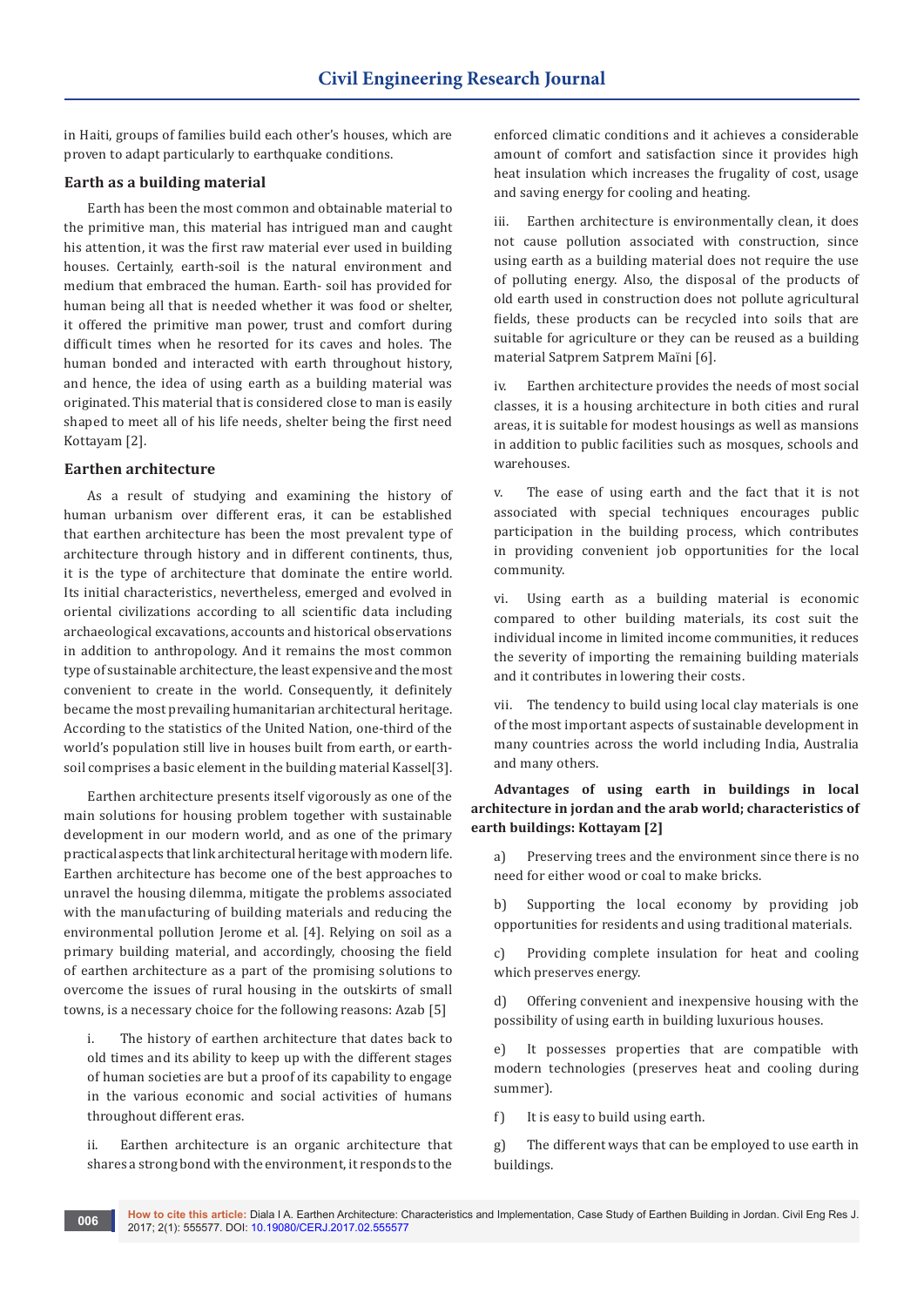in Haiti, groups of families build each other's houses, which are proven to adapt particularly to earthquake conditions.

### Earth as a building material

Earth has been the most common and obtainable material to the primitive man, this material has intrigued man and caught his attention, it was the first raw material ever used in building houses. Certainly, earth-soil is the natural environment and medium that embraced the human. Earth- soil has provided for human being all that is needed whether it was food or shelter, it offered the primitive man power, trust and comfort during difficult times when he resorted for its caves and holes. The human bonded and interacted with earth throughout history, and hence, the idea of using earth as a building material was originated. This material that is considered close to man is easily shaped to meet all of his life needs, shelter being the first need Kottayam [2].

### Earthen architecture

As a result of studying and examining the history of human urbanism over different eras, it can be established that earthen architecture has been the most prevalent type of architecture through history and in different continents, thus, it is the type of architecture that dominate the entire world. Its initial characteristics, nevertheless, emerged and evolved in oriental civilizations according to all scientific data including archaeological excavations, accounts and historical observations in addition to anthropology. And it remains the most common type of sustainable architecture, the least expensive and the most convenient to create in the world. Consequently, it definitely became the most prevailing humanitarian architectural heritage. According to the statistics of the United Nation, one-third of the world's population still live in houses built from earth, or earth-soil comprises a basic element in the building material Kassel[3].

Earthen architecture presents itself vigorously as one of the main solutions for housing problem together with sustainable development in our modern world, and as one of the primary practical aspects that link architectural heritage with modern life. Earthen architecture has become one of the best approaches to unravel the housing dilemma, mitigate the problems associated with the manufacturing of building materials and reducing the environmental pollution Jerome et al. [4]. Relying on soil as a primary building material, and accordingly, choosing the field of earthen architecture as a part of the promising solutions to overcome the issues of rural housing in the outskirts of small towns, is a necessary choice for the following reasons: Azab [5]

i. The history of earthen architecture that dates back to old times and its ability to keep up with the different stages of human societies are but a proof of its capability to engage in the various economic and social activities of humans throughout different eras.

ii. Earthen architecture is an organic architecture that shares a strong bond with the environment, it responds to the enforced climatic conditions and it achieves a considerable amount of comfort and satisfaction since it provides high heat insulation which increases the frugality of cost, usage and saving energy for cooling and heating.

iii. Earthen architecture is environmentally clean, it does not cause pollution associated with construction, since using earth as a building material does not require the use of polluting energy. Also, the disposal of the products of old earth used in construction does not pollute agricultural fields, these products can be recycled into soils that are suitable for agriculture or they can be reused as a building material Satprem Satprem Maïni [6].

iv. Earthen architecture provides the needs of most social classes, it is a housing architecture in both cities and rural areas, it is suitable for modest housings as well as mansions in addition to public facilities such as mosques, schools and warehouses.

v. The ease of using earth and the fact that it is not associated with special techniques encourages public participation in the building process, which contributes in providing convenient job opportunities for the local community.

vi. Using earth as a building material is economic compared to other building materials, its cost suit the individual income in limited income communities, it reduces the severity of importing the remaining building materials and it contributes in lowering their costs.

vii. The tendency to build using local clay materials is one of the most important aspects of sustainable development in many countries across the world including India, Australia and many others.

**Advantages of using earth in buildings in local architecture in jordan and the arab world; characteristics of earth buildings: Kottayam [2]**

a) Preserving trees and the environment since there is no need for either wood or coal to make bricks.

b) Supporting the local economy by providing job opportunities for residents and using traditional materials.

c) Providing complete insulation for heat and cooling which preserves energy.

d) Offering convenient and inexpensive housing with the possibility of using earth in building luxurious houses.

e) It possesses properties that are compatible with modern technologies (preserves heat and cooling during summer).

f) It is easy to build using earth.

g) The different ways that can be employed to use earth in buildings.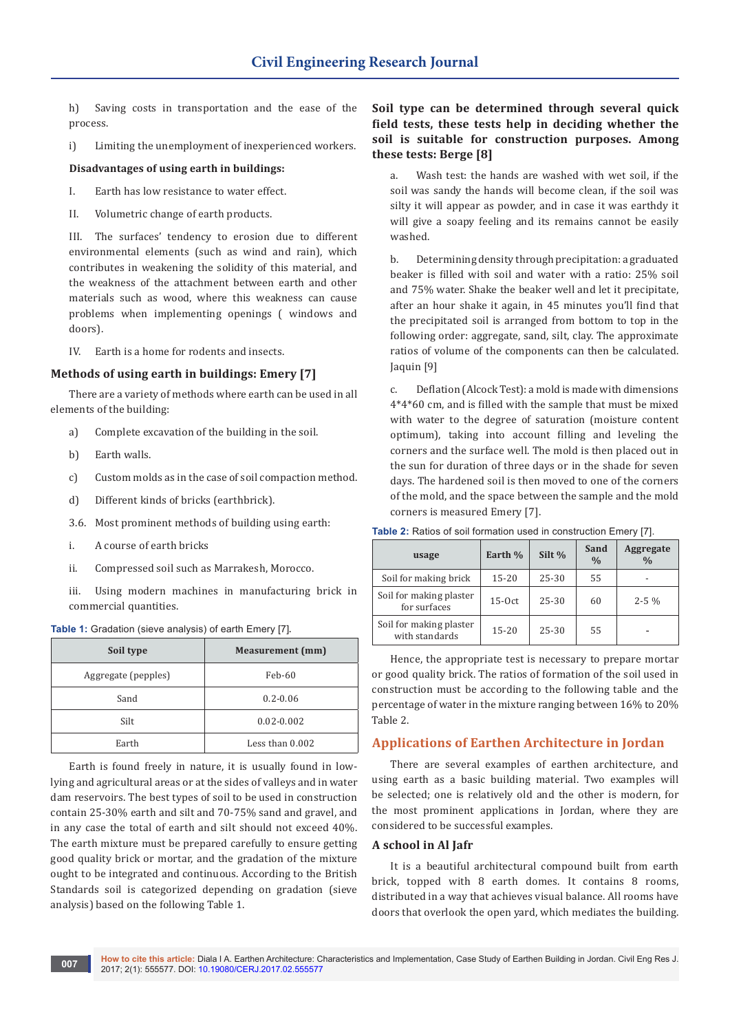h) Saving costs in transportation and the ease of the process.

i) Limiting the unemployment of inexperienced workers.

**Disadvantages of using earth in buildings:**

I. Earth has low resistance to water effect.

II. Volumetric change of earth products.

III. The surfaces' tendency to erosion due to different environmental elements (such as wind and rain), which contributes in weakening the solidity of this material, and the weakness of the attachment between earth and other materials such as wood, where this weakness can cause problems when implementing openings ( windows and doors).

IV. Earth is a home for rodents and insects.

### Methods of using earth in buildings: Emery [7]

There are a variety of methods where earth can be used in all elements of the building:

a) Complete excavation of the building in the soil.

b) Earth walls.

c) Custom molds as in the case of soil compaction method.

d) Different kinds of bricks (earthbrick).

3.6. Most prominent methods of building using earth:

i. A course of earth bricks

ii. Compressed soil such as Marrakesh, Morocco.

iii. Using modern machines in manufacturing brick in commercial quantities.

**Table 1:** Gradation (sieve analysis) of earth Emery [7].

| Soil type | Measurement (mm) |
|---|---|
| Aggregate (pepples) | Feb-60 |
| Sand | 0.2-0.06 |
| Silt | 0.02-0.002 |
| Earth | Less than 0.002 |

Earth is found freely in nature, it is usually found in low-lying and agricultural areas or at the sides of valleys and in water dam reservoirs. The best types of soil to be used in construction contain 25-30% earth and silt and 70-75% sand and gravel, and in any case the total of earth and silt should not exceed 40%. The earth mixture must be prepared carefully to ensure getting good quality brick or mortar, and the gradation of the mixture ought to be integrated and continuous. According to the British Standards soil is categorized depending on gradation (sieve analysis) based on the following Table 1.

**Soil type can be determined through several quick field tests, these tests help in deciding whether the soil is suitable for construction purposes. Among these tests: Berge [8]**

a. Wash test: the hands are washed with wet soil, if the soil was sandy the hands will become clean, if the soil was silty it will appear as powder, and in case it was earthdy it will give a soapy feeling and its remains cannot be easily washed.

b. Determining density through precipitation: a graduated beaker is filled with soil and water with a ratio: 25% soil and 75% water. Shake the beaker well and let it precipitate, after an hour shake it again, in 45 minutes you'll find that the precipitated soil is arranged from bottom to top in the following order: aggregate, sand, silt, clay. The approximate ratios of volume of the components can then be calculated. Jaquin [9]

c. Deflation (Alcock Test): a mold is made with dimensions 4*4*60 cm, and is filled with the sample that must be mixed with water to the degree of saturation (moisture content optimum), taking into account filling and leveling the corners and the surface well. The mold is then placed out in the sun for duration of three days or in the shade for seven days. The hardened soil is then moved to one of the corners of the mold, and the space between the sample and the mold corners is measured Emery [7].

**Table 2:** Ratios of soil formation used in construction Emery [7].

| usage | Earth % | Silt % | Sand % | Aggregate % |
|---|---|---|---|---|
| Soil for making brick | 15-20 | 25-30 | 55 | - |
| Soil for making plaster for surfaces | 15-Oct | 25-30 | 60 | 2-5 % |
| Soil for making plaster with standards | 15-20 | 25-30 | 55 | - |

Hence, the appropriate test is necessary to prepare mortar or good quality brick. The ratios of formation of the soil used in construction must be according to the following table and the percentage of water in the mixture ranging between 16% to 20% Table 2.

## Applications of Earthen Architecture in Jordan

There are several examples of earthen architecture, and using earth as a basic building material. Two examples will be selected; one is relatively old and the other is modern, for the most prominent applications in Jordan, where they are considered to be successful examples.

### A school in Al Jafr

It is a beautiful architectural compound built from earth brick, topped with 8 earth domes. It contains 8 rooms, distributed in a way that achieves visual balance. All rooms have doors that overlook the open yard, which mediates the building.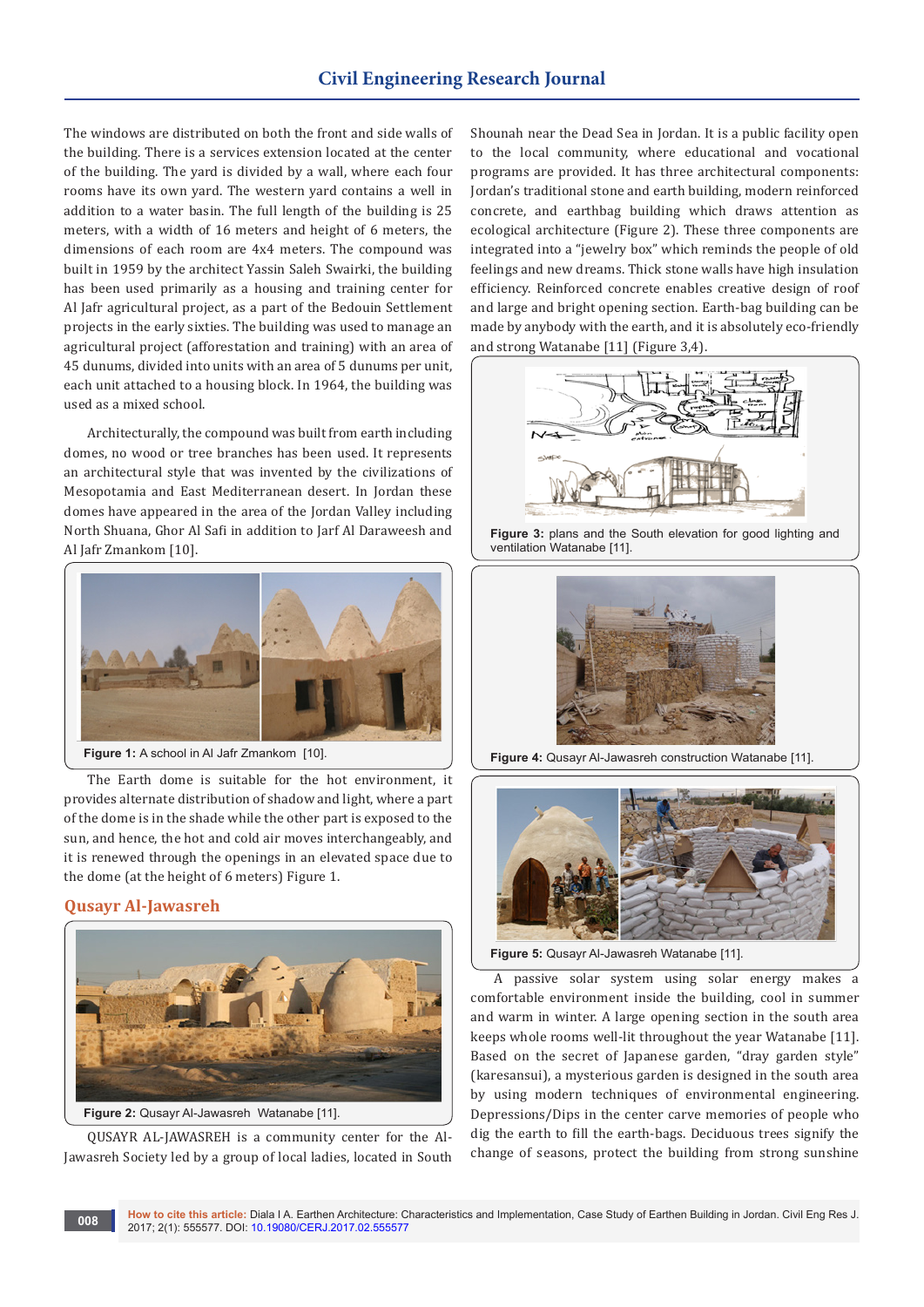The windows are distributed on both the front and side walls of the building. There is a services extension located at the center of the building. The yard is divided by a wall, where each four rooms have its own yard. The western yard contains a well in addition to a water basin. The full length of the building is 25 meters, with a width of 16 meters and height of 6 meters, the dimensions of each room are 4x4 meters. The compound was built in 1959 by the architect Yassin Saleh Swairki, the building has been used primarily as a housing and training center for Al Jafr agricultural project, as a part of the Bedouin Settlement projects in the early sixties. The building was used to manage an agricultural project (afforestation and training) with an area of 45 dunums, divided into units with an area of 5 dunums per unit, each unit attached to a housing block. In 1964, the building was used as a mixed school.

Architecturally, the compound was built from earth including domes, no wood or tree branches has been used. It represents an architectural style that was invented by the civilizations of Mesopotamia and East Mediterranean desert. In Jordan these domes have appeared in the area of the Jordan Valley including North Shuana, Ghor Al Safi in addition to Jarf Al Daraweesh and Al Jafr Zmankom [10].

**Figure 1:** A school in Al Jafr Zmankom [10].

The Earth dome is suitable for the hot environment, it provides alternate distribution of shadow and light, where a part of the dome is in the shade while the other part is exposed to the sun, and hence, the hot and cold air moves interchangeably, and it is renewed through the openings in an elevated space due to the dome (at the height of 6 meters) Figure 1.

## Qusayr Al-Jawasreh

**Figure 2:** Qusayr Al-Jawasreh Watanabe [11].

QUSAYR AL-JAWASREH is a community center for the Al-Jawasreh Society led by a group of local ladies, located in South Shounah near the Dead Sea in Jordan. It is a public facility open to the local community, where educational and vocational programs are provided. It has three architectural components: Jordan's traditional stone and earth building, modern reinforced concrete, and earthbag building which draws attention as ecological architecture (Figure 2). These three components are integrated into a "jewelry box" which reminds the people of old feelings and new dreams. Thick stone walls have high insulation efficiency. Reinforced concrete enables creative design of roof and large and bright opening section. Earth-bag building can be made by anybody with the earth, and it is absolutely eco-friendly and strong Watanabe [11] (Figure 3,4).

**Figure 3:** plans and the South elevation for good lighting and ventilation Watanabe [11].

**Figure 4:** Qusayr Al-Jawasreh construction Watanabe [11].

**Figure 5:** Qusayr Al-Jawasreh Watanabe [11].

A passive solar system using solar energy makes a comfortable environment inside the building, cool in summer and warm in winter. A large opening section in the south area keeps whole rooms well-lit throughout the year Watanabe [11]. Based on the secret of Japanese garden, "dray garden style" (karesansui), a mysterious garden is designed in the south area by using modern techniques of environmental engineering. Depressions/Dips in the center carve memories of people who dig the earth to fill the earth-bags. Deciduous trees signify the change of seasons, protect the building from strong sunshine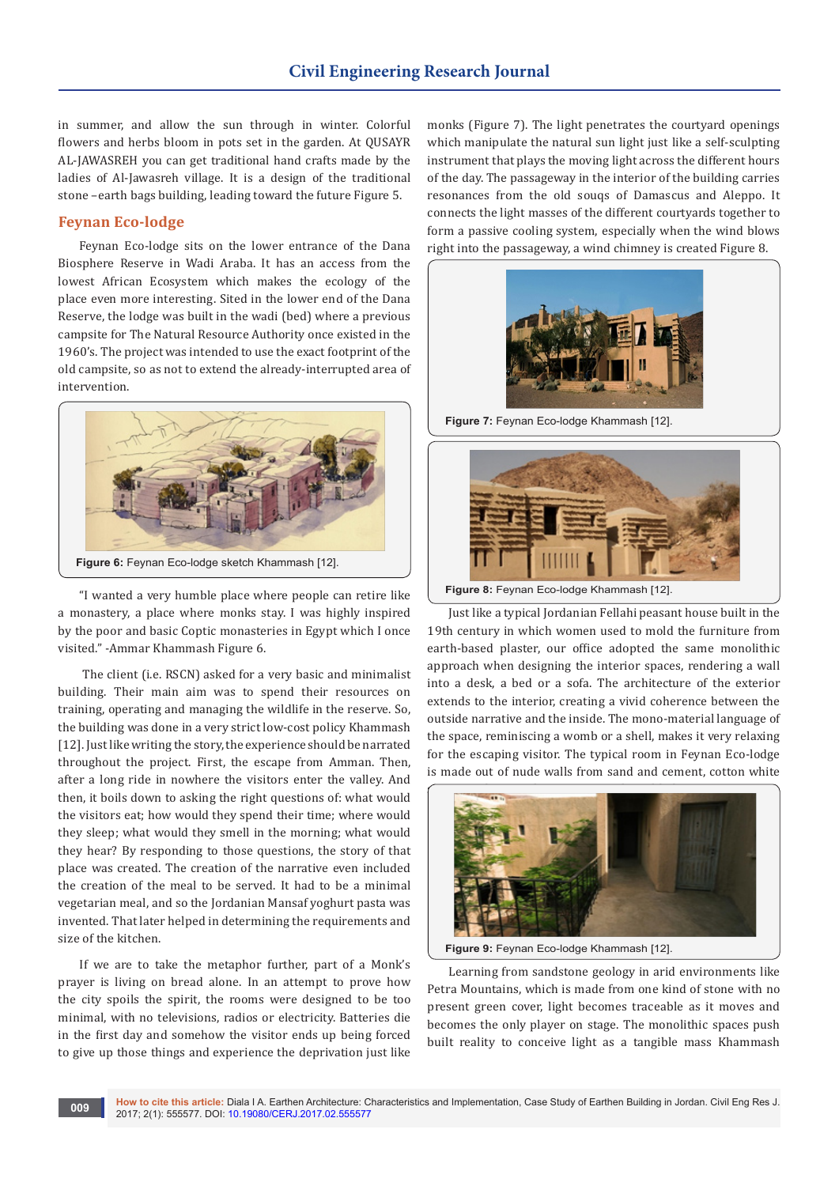in summer, and allow the sun through in winter. Colorful flowers and herbs bloom in pots set in the garden. At QUSAYR AL-JAWASREH you can get traditional hand crafts made by the ladies of Al-Jawasreh village. It is a design of the traditional stone –earth bags building, leading toward the future Figure 5.

## Feynan Eco-lodge

Feynan Eco-lodge sits on the lower entrance of the Dana Biosphere Reserve in Wadi Araba. It has an access from the lowest African Ecosystem which makes the ecology of the place even more interesting. Sited in the lower end of the Dana Reserve, the lodge was built in the wadi (bed) where a previous campsite for The Natural Resource Authority once existed in the 1960's. The project was intended to use the exact footprint of the old campsite, so as not to extend the already-interrupted area of intervention.

**Figure 6:** Feynan Eco-lodge sketch Khammash [12].

"I wanted a very humble place where people can retire like a monastery, a place where monks stay. I was highly inspired by the poor and basic Coptic monasteries in Egypt which I once visited." -Ammar Khammash Figure 6.

The client (i.e. RSCN) asked for a very basic and minimalist building. Their main aim was to spend their resources on training, operating and managing the wildlife in the reserve. So, the building was done in a very strict low-cost policy Khammash [12]. Just like writing the story, the experience should be narrated throughout the project. First, the escape from Amman. Then, after a long ride in nowhere the visitors enter the valley. And then, it boils down to asking the right questions of: what would the visitors eat; how would they spend their time; where would they sleep; what would they smell in the morning; what would they hear? By responding to those questions, the story of that place was created. The creation of the narrative even included the creation of the meal to be served. It had to be a minimal vegetarian meal, and so the Jordanian Mansaf yoghurt pasta was invented. That later helped in determining the requirements and size of the kitchen.

If we are to take the metaphor further, part of a Monk's prayer is living on bread alone. In an attempt to prove how the city spoils the spirit, the rooms were designed to be too minimal, with no televisions, radios or electricity. Batteries die in the first day and somehow the visitor ends up being forced to give up those things and experience the deprivation just like monks (Figure 7). The light penetrates the courtyard openings which manipulate the natural sun light just like a self-sculpting instrument that plays the moving light across the different hours of the day. The passageway in the interior of the building carries resonances from the old souqs of Damascus and Aleppo. It connects the light masses of the different courtyards together to form a passive cooling system, especially when the wind blows right into the passageway, a wind chimney is created Figure 8.

**Figure 7:** Feynan Eco-lodge Khammash [12].

**Figure 8:** Feynan Eco-lodge Khammash [12].

Just like a typical Jordanian Fellahi peasant house built in the 19th century in which women used to mold the furniture from earth-based plaster, our office adopted the same monolithic approach when designing the interior spaces, rendering a wall into a desk, a bed or a sofa. The architecture of the exterior extends to the interior, creating a vivid coherence between the outside narrative and the inside. The mono-material language of the space, reminiscing a womb or a shell, makes it very relaxing for the escaping visitor. The typical room in Feynan Eco-lodge is made out of nude walls from sand and cement, cotton white

**Figure 9:** Feynan Eco-lodge Khammash [12].

Learning from sandstone geology in arid environments like Petra Mountains, which is made from one kind of stone with no present green cover, light becomes traceable as it moves and becomes the only player on stage. The monolithic spaces push built reality to conceive light as a tangible mass Khammash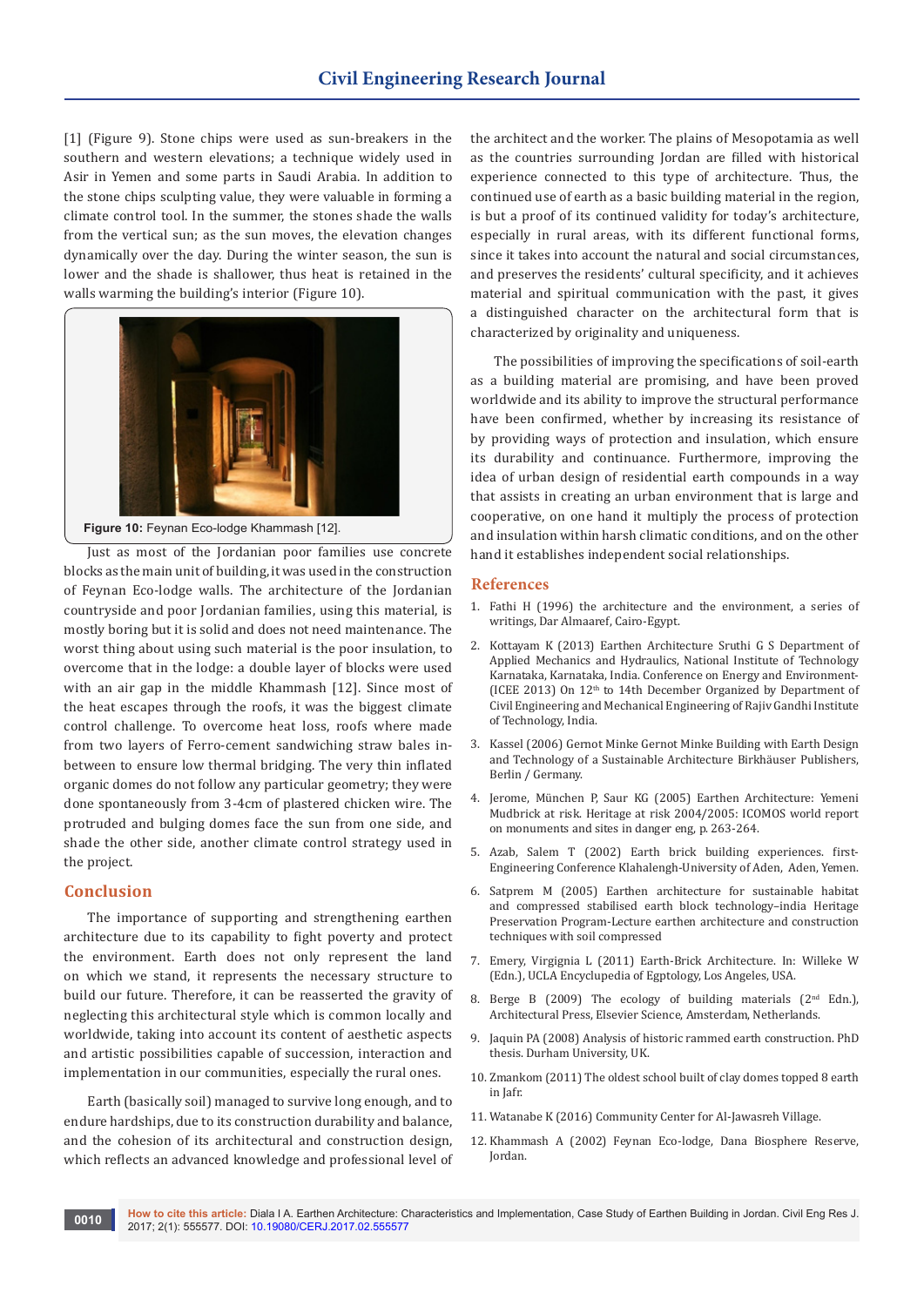[1] (Figure 9). Stone chips were used as sun-breakers in the southern and western elevations; a technique widely used in Asir in Yemen and some parts in Saudi Arabia. In addition to the stone chips sculpting value, they were valuable in forming a climate control tool. In the summer, the stones shade the walls from the vertical sun; as the sun moves, the elevation changes dynamically over the day. During the winter season, the sun is lower and the shade is shallower, thus heat is retained in the walls warming the building's interior (Figure 10).

**Figure 10:** Feynan Eco-lodge Khammash [12].

Just as most of the Jordanian poor families use concrete blocks as the main unit of building, it was used in the construction of Feynan Eco-lodge walls. The architecture of the Jordanian countryside and poor Jordanian families, using this material, is mostly boring but it is solid and does not need maintenance. The worst thing about using such material is the poor insulation, to overcome that in the lodge: a double layer of blocks were used with an air gap in the middle Khammash [12]. Since most of the heat escapes through the roofs, it was the biggest climate control challenge. To overcome heat loss, roofs where made from two layers of Ferro-cement sandwiching straw bales in-between to ensure low thermal bridging. The very thin inflated organic domes do not follow any particular geometry; they were done spontaneously from 3-4cm of plastered chicken wire. The protruded and bulging domes face the sun from one side, and shade the other side, another climate control strategy used in the project.

## Conclusion

The importance of supporting and strengthening earthen architecture due to its capability to fight poverty and protect the environment. Earth does not only represent the land on which we stand, it represents the necessary structure to build our future. Therefore, it can be reasserted the gravity of neglecting this architectural style which is common locally and worldwide, taking into account its content of aesthetic aspects and artistic possibilities capable of succession, interaction and implementation in our communities, especially the rural ones.

Earth (basically soil) managed to survive long enough, and to endure hardships, due to its construction durability and balance, and the cohesion of its architectural and construction design, which reflects an advanced knowledge and professional level of the architect and the worker. The plains of Mesopotamia as well as the countries surrounding Jordan are filled with historical experience connected to this type of architecture. Thus, the continued use of earth as a basic building material in the region, is but a proof of its continued validity for today's architecture, especially in rural areas, with its different functional forms, since it takes into account the natural and social circumstances, and preserves the residents' cultural specificity, and it achieves material and spiritual communication with the past, it gives a distinguished character on the architectural form that is characterized by originality and uniqueness.

The possibilities of improving the specifications of soil-earth as a building material are promising, and have been proved worldwide and its ability to improve the structural performance have been confirmed, whether by increasing its resistance or by providing ways of protection and insulation, which ensure its durability and continuance. Furthermore, improving the idea of urban design of residential earth compounds in a way that assists in creating an urban environment that is large and cooperative, on one hand it multiply the process of protection and insulation within harsh climatic conditions, and on the other hand it establishes independent social relationships.

## References

1. Fathi H (1996) the architecture and the environment, a series of writings, Dar Almaaref, Cairo-Egypt.
2. Kottayam K (2013) Earthen Architecture Sruthi G S Department of Applied Mechanics and Hydraulics, National Institute of Technology Karnataka, Karnataka, India. Conference on Energy and Environment-(ICEE 2013) On 12th to 14th December Organized by Department of Civil Engineering and Mechanical Engineering of Rajiv Gandhi Institute of Technology, India.
3. Kassel (2006) Gernot Minke Gernot Minke Building with Earth Design and Technology of a Sustainable Architecture Birkhäuser Publishers, Berlin / Germany.
4. Jerome, München P, Saur KG (2005) Earthen Architecture: Yemeni Mudbrick at risk. Heritage at risk 2004/2005: ICOMOS world report on monuments and sites in danger eng, p. 263-264.
5. Azab, Salem T (2002) Earth brick building experiences. first-Engineering Conference Klahalengh-University of Aden, Aden, Yemen.
6. Satprem M (2005) Earthen architecture for sustainable habitat and compressed stabilised earth block technology–india Heritage Preservation Program-Lecture earthen architecture and construction techniques with soil compressed
7. Emery, Virgignia L (2011) Earth-Brick Architecture. In: Willeke W (Edn.), UCLA Encyclopedia of Egptology, Los Angeles, USA.
8. Berge B (2009) The ecology of building materials (2nd Edn.), Architectural Press, Elsevier Science, Amsterdam, Netherlands.
9. Jaquin PA (2008) Analysis of historic rammed earth construction. PhD thesis. Durham University, UK.
10. Zmankom (2011) The oldest school built of clay domes topped 8 earth in Jafr.
11. Watanabe K (2016) Community Center for Al-Jawasreh Village.
12. Khammash A (2002) Feynan Eco-lodge, Dana Biosphere Reserve, Jordan.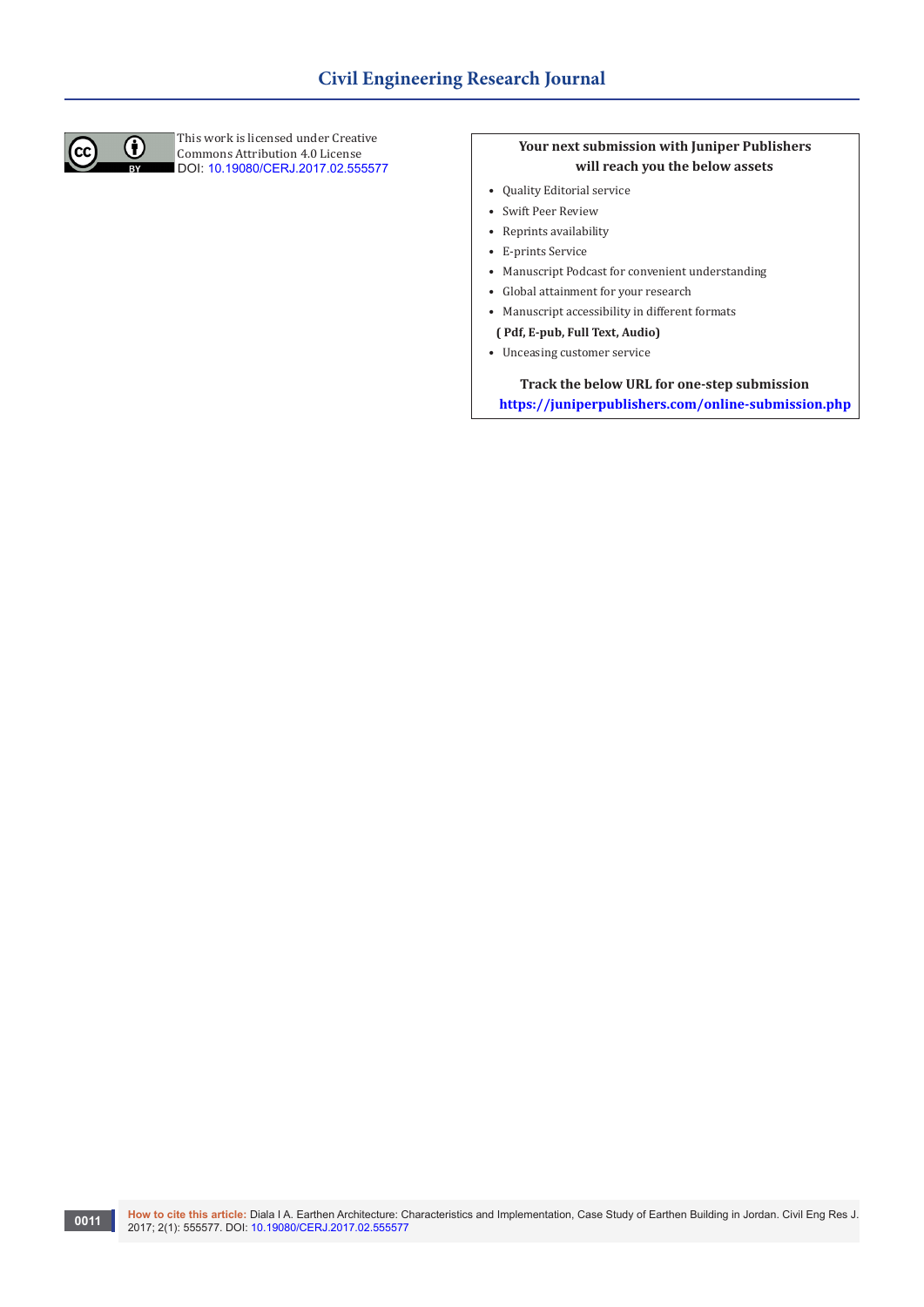This work is licensed under Creative Commons Attribution 4.0 License
DOI: 10.19080/CERJ.2017.02.555577

**Your next submission with Juniper Publishers will reach you the below assets**

- Quality Editorial service
- Swift Peer Review
- Reprints availability
- E-prints Service
- Manuscript Podcast for convenient understanding
- Global attainment for your research
- Manuscript accessibility in different formats

**( Pdf, E-pub, Full Text, Audio)**

- Unceasing customer service

**Track the below URL for one-step submission**
**https://juniperpublishers.com/online-submission.php**